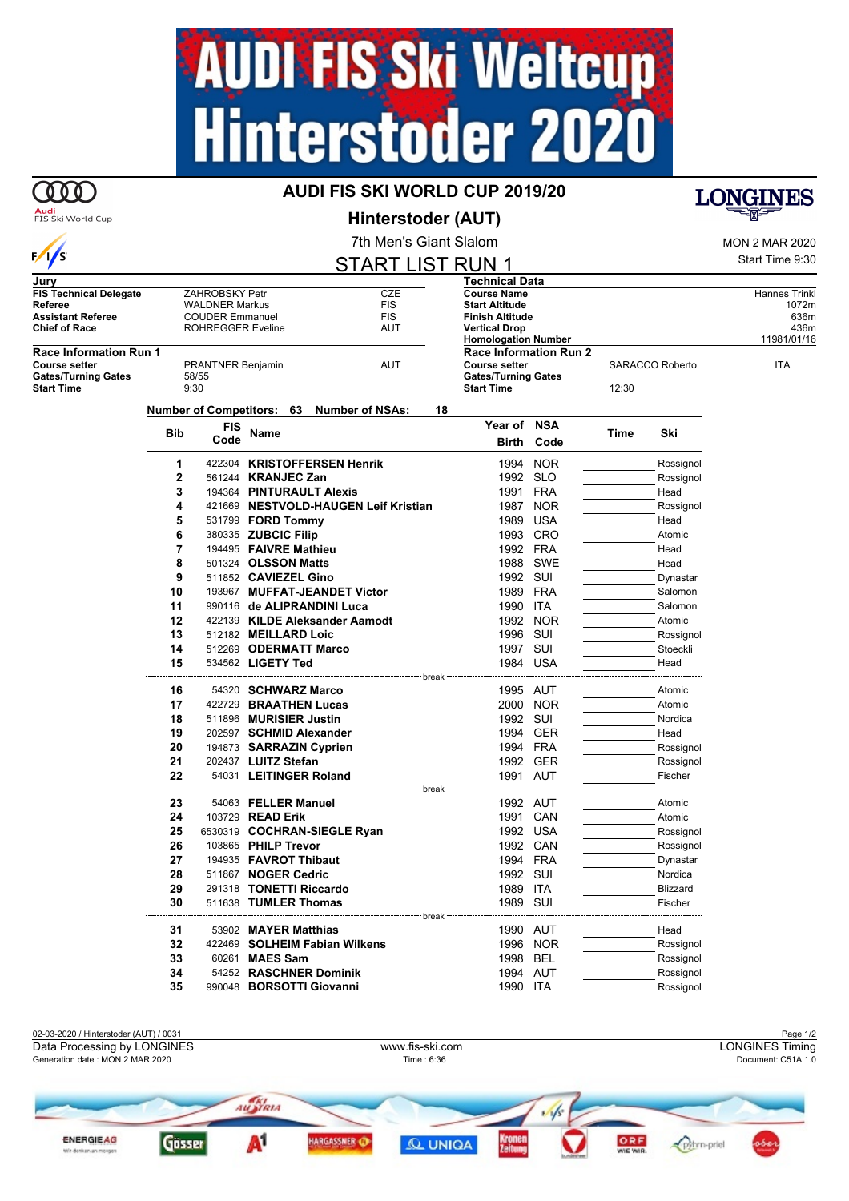# AUDI FIS Ski Weltcup Hinterstoder 2020

## AUDI FIS SKI WORLD CUP 2019/20

## Hinterstoder (AUT)

### 7th Men's Giant Slalom

MON 2 MAR 2020

## START LIST RUN 1

Start Time 9:30

| Jury | | |
|---|---|---|
| FIS Technical Delegate | ZAHROBSKY Petr | CZE |
| Referee | WALDNER Markus | FIS |
| Assistant Referee | COUDER Emmanuel | FIS |
| Chief of Race | ROHREGGER Eveline | AUT |

| Technical Data | |
|---|---|
| Course Name | Hannes Trinkl |
| Start Altitude | 1072m |
| Finish Altitude | 636m |
| Vertical Drop | 436m |
| Homologation Number | 11981/01/16 |

| Race Information Run 1 | | |
|---|---|---|
| Course setter | PRANTNER Benjamin | AUT |
| Gates/Turning Gates | 58/55 | |
| Start Time | 9:30 | |

| Race Information Run 2 | | |
|---|---|---|
| Course setter | SARACCO Roberto | ITA |
| Gates/Turning Gates | | |
| Start Time | 12:30 | |

**Number of Competitors: 63 Number of NSAs: 18**

| Bib | FIS Code | Name | Year of Birth | NSA Code | Time | Ski |
|---|---|---|---|---|---|---|
| 1 | 422304 | **KRISTOFFERSEN Henrik** | 1994 | NOR | | Rossignol |
| 2 | 561244 | **KRANJEC Zan** | 1992 | SLO | | Rossignol |
| 3 | 194364 | **PINTURAULT Alexis** | 1991 | FRA | | Head |
| 4 | 421669 | **NESTVOLD-HAUGEN Leif Kristian** | 1987 | NOR | | Rossignol |
| 5 | 531799 | **FORD Tommy** | 1989 | USA | | Head |
| 6 | 380335 | **ZUBCIC Filip** | 1993 | CRO | | Atomic |
| 7 | 194495 | **FAIVRE Mathieu** | 1992 | FRA | | Head |
| 8 | 501324 | **OLSSON Matts** | 1988 | SWE | | Head |
| 9 | 511852 | **CAVIEZEL Gino** | 1992 | SUI | | Dynastar |
| 10 | 193967 | **MUFFAT-JEANDET Victor** | 1989 | FRA | | Salomon |
| 11 | 990116 | **de ALIPRANDINI Luca** | 1990 | ITA | | Salomon |
| 12 | 422139 | **KILDE Aleksander Aamodt** | 1992 | NOR | | Atomic |
| 13 | 512182 | **MEILLARD Loic** | 1996 | SUI | | Rossignol |
| 14 | 512269 | **ODERMATT Marco** | 1997 | SUI | | Stoeckli |
| 15 | 534562 | **LIGETY Ted** | 1984 | USA | | Head |
| | | break | | | | |
| 16 | 54320 | **SCHWARZ Marco** | 1995 | AUT | | Atomic |
| 17 | 422729 | **BRAATHEN Lucas** | 2000 | NOR | | Atomic |
| 18 | 511896 | **MURISIER Justin** | 1992 | SUI | | Nordica |
| 19 | 202597 | **SCHMID Alexander** | 1994 | GER | | Head |
| 20 | 194873 | **SARRAZIN Cyprien** | 1994 | FRA | | Rossignol |
| 21 | 202437 | **LUITZ Stefan** | 1992 | GER | | Rossignol |
| 22 | 54031 | **LEITINGER Roland** | 1991 | AUT | | Fischer |
| | | break | | | | |
| 23 | 54063 | **FELLER Manuel** | 1992 | AUT | | Atomic |
| 24 | 103729 | **READ Erik** | 1991 | CAN | | Atomic |
| 25 | 6530319 | **COCHRAN-SIEGLE Ryan** | 1992 | USA | | Rossignol |
| 26 | 103865 | **PHILP Trevor** | 1992 | CAN | | Rossignol |
| 27 | 194935 | **FAVROT Thibaut** | 1994 | FRA | | Dynastar |
| 28 | 511867 | **NOGER Cedric** | 1992 | SUI | | Nordica |
| 29 | 291318 | **TONETTI Riccardo** | 1989 | ITA | | Blizzard |
| 30 | 511638 | **TUMLER Thomas** | 1989 | SUI | | Fischer |
| | | break | | | | |
| 31 | 53902 | **MAYER Matthias** | 1990 | AUT | | Head |
| 32 | 422469 | **SOLHEIM Fabian Wilkens** | 1996 | NOR | | Rossignol |
| 33 | 60261 | **MAES Sam** | 1998 | BEL | | Rossignol |
| 34 | 54252 | **RASCHNER Dominik** | 1994 | AUT | | Rossignol |
| 35 | 990048 | **BORSOTTI Giovanni** | 1990 | ITA | | Rossignol |

02-03-2020 / Hinterstoder (AUT) / 0031

Data Processing by LONGINES — www.fis-ski.com — LONGINES Timing

Generation date : MON 2 MAR 2020 — Time : 6:36 — Document: C51A 1.0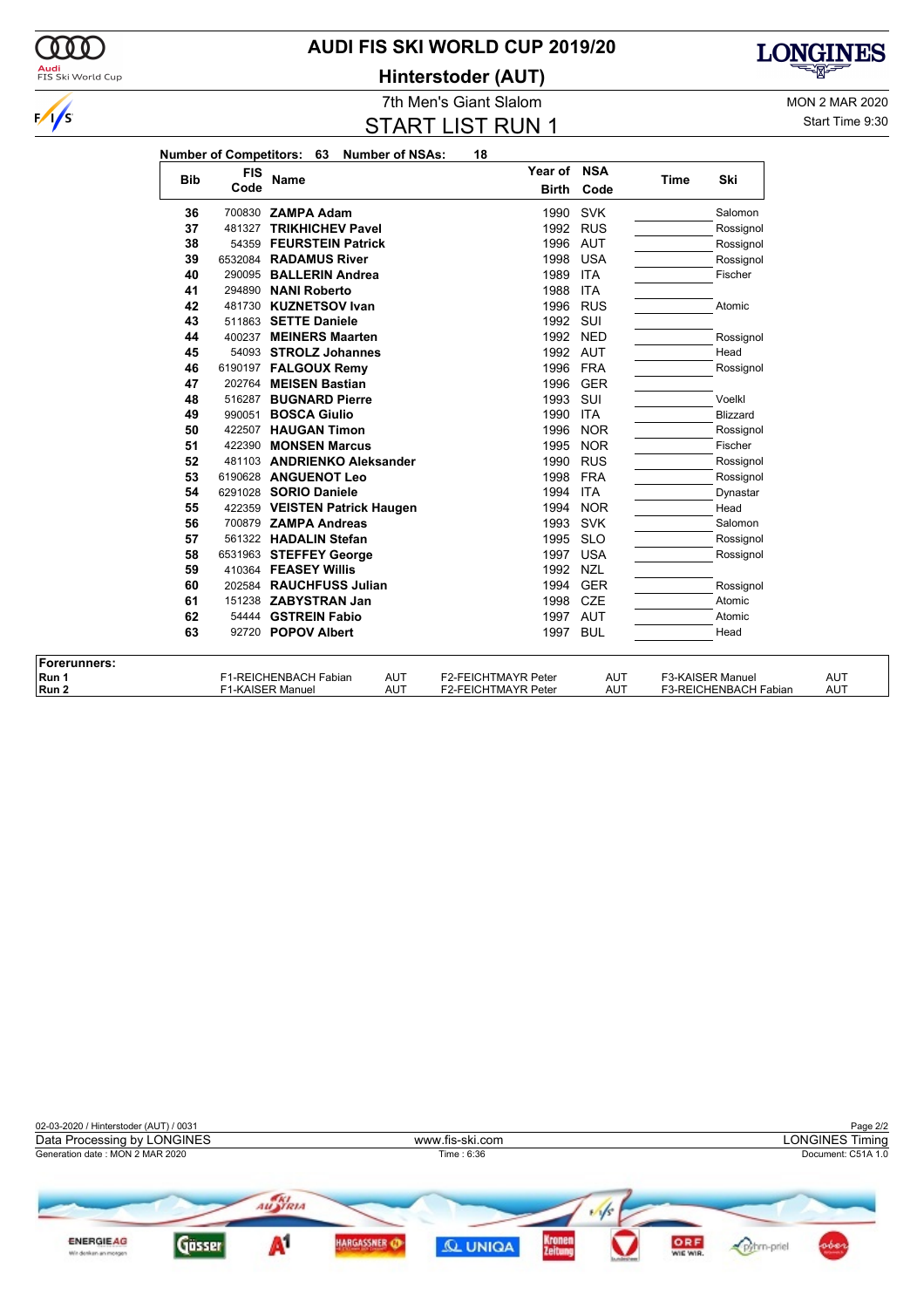# AUDI FIS SKI WORLD CUP 2019/20

## Hinterstoder (AUT)

7th Men's Giant Slalom

MON 2 MAR 2020

## START LIST RUN 1

Start Time 9:30

**Number of Competitors: 63 Number of NSAs: 18**

| Bib | FIS Code | Name | Year of Birth | NSA Code | Time | Ski |
|---|---|---|---|---|---|---|
| 36 | 700830 | ZAMPA Adam | 1990 | SVK | | Salomon |
| 37 | 481327 | TRIKHICHEV Pavel | 1992 | RUS | | Rossignol |
| 38 | 54359 | FEURSTEIN Patrick | 1996 | AUT | | Rossignol |
| 39 | 6532084 | RADAMUS River | 1998 | USA | | Rossignol |
| 40 | 290095 | BALLERIN Andrea | 1989 | ITA | | Fischer |
| 41 | 294890 | NANI Roberto | 1988 | ITA | | |
| 42 | 481730 | KUZNETSOV Ivan | 1996 | RUS | | Atomic |
| 43 | 511863 | SETTE Daniele | 1992 | SUI | | |
| 44 | 400237 | MEINERS Maarten | 1992 | NED | | Rossignol |
| 45 | 54093 | STROLZ Johannes | 1992 | AUT | | Head |
| 46 | 6190197 | FALGOUX Remy | 1996 | FRA | | Rossignol |
| 47 | 202764 | MEISEN Bastian | 1996 | GER | | |
| 48 | 516287 | BUGNARD Pierre | 1993 | SUI | | Voelkl |
| 49 | 990051 | BOSCA Giulio | 1990 | ITA | | Blizzard |
| 50 | 422507 | HAUGAN Timon | 1996 | NOR | | Rossignol |
| 51 | 422390 | MONSEN Marcus | 1995 | NOR | | Fischer |
| 52 | 481103 | ANDRIENKO Aleksander | 1990 | RUS | | Rossignol |
| 53 | 6190628 | ANGUENOT Leo | 1998 | FRA | | Rossignol |
| 54 | 6291028 | SORIO Daniele | 1994 | ITA | | Dynastar |
| 55 | 422359 | VEISTEN Patrick Haugen | 1994 | NOR | | Head |
| 56 | 700879 | ZAMPA Andreas | 1993 | SVK | | Salomon |
| 57 | 561322 | HADALIN Stefan | 1995 | SLO | | Rossignol |
| 58 | 6531963 | STEFFEY George | 1997 | USA | | Rossignol |
| 59 | 410364 | FEASEY Willis | 1992 | NZL | | |
| 60 | 202584 | RAUCHFUSS Julian | 1994 | GER | | Rossignol |
| 61 | 151238 | ZABYSTRAN Jan | 1998 | CZE | | Atomic |
| 62 | 54444 | GSTREIN Fabio | 1997 | AUT | | Atomic |
| 63 | 92720 | POPOV Albert | 1997 | BUL | | Head |

**Forerunners:**

| | | | | | | |
|---|---|---|---|---|---|---|
| **Run 1** | F1-REICHENBACH Fabian | AUT | F2-FEICHTMAYR Peter | AUT | F3-KAISER Manuel | AUT |
| **Run 2** | F1-KAISER Manuel | AUT | F2-FEICHTMAYR Peter | AUT | F3-REICHENBACH Fabian | AUT |

02-03-2020 / Hinterstoder (AUT) / 0031

Data Processing by LONGINES — www.fis-ski.com — LONGINES Timing

Generation date : MON 2 MAR 2020 — Time : 6:36 — Document: C51A 1.0